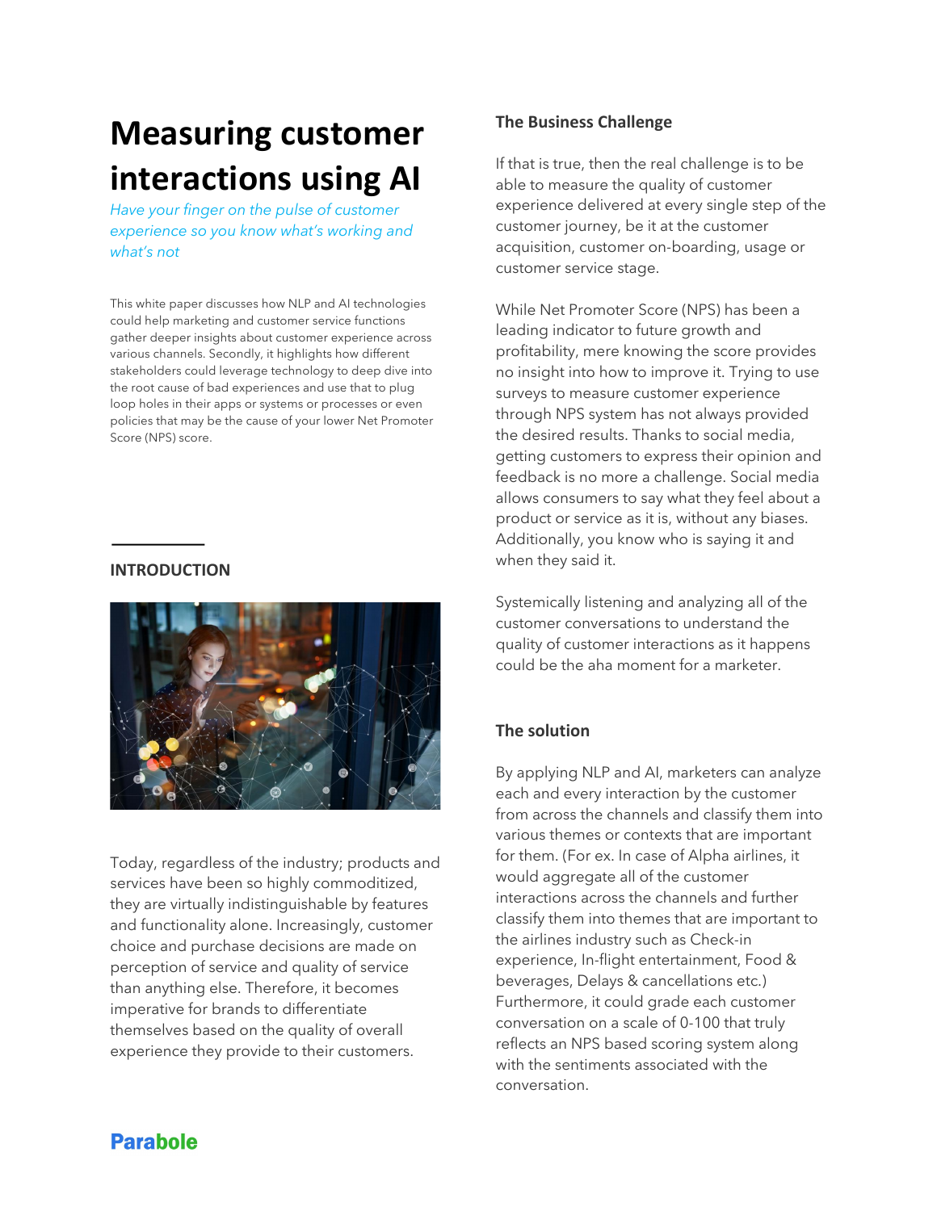# Measuring customer interactions using AI

*Have your finger on the pulse of customer experience so you know what's working and what's not*

This white paper discusses how NLP and AI technologies could help marketing and customer service functions gather deeper insights about customer experience across various channels. Secondly, it highlights how different stakeholders could leverage technology to deep dive into the root cause of bad experiences and use that to plug loop holes in their apps or systems or processes or even policies that may be the cause of your lower Net Promoter Score (NPS) score.

## INTRODUCTION

Today, regardless of the industry; products and services have been so highly commoditized, they are virtually indistinguishable by features and functionality alone. Increasingly, customer choice and purchase decisions are made on perception of service and quality of service than anything else. Therefore, it becomes imperative for brands to differentiate themselves based on the quality of overall experience they provide to their customers.

## The Business Challenge

If that is true, then the real challenge is to be able to measure the quality of customer experience delivered at every single step of the customer journey, be it at the customer acquisition, customer on-boarding, usage or customer service stage.

While Net Promoter Score (NPS) has been a leading indicator to future growth and profitability, mere knowing the score provides no insight into how to improve it. Trying to use surveys to measure customer experience through NPS system has not always provided the desired results. Thanks to social media, getting customers to express their opinion and feedback is no more a challenge. Social media allows consumers to say what they feel about a product or service as it is, without any biases. Additionally, you know who is saying it and when they said it.

Systemically listening and analyzing all of the customer conversations to understand the quality of customer interactions as it happens could be the aha moment for a marketer.

## The solution

By applying NLP and AI, marketers can analyze each and every interaction by the customer from across the channels and classify them into various themes or contexts that are important for them. (For ex. In case of Alpha airlines, it would aggregate all of the customer interactions across the channels and further classify them into themes that are important to the airlines industry such as Check-in experience, In-flight entertainment, Food & beverages, Delays & cancellations etc.) Furthermore, it could grade each customer conversation on a scale of 0-100 that truly reflects an NPS based scoring system along with the sentiments associated with the conversation.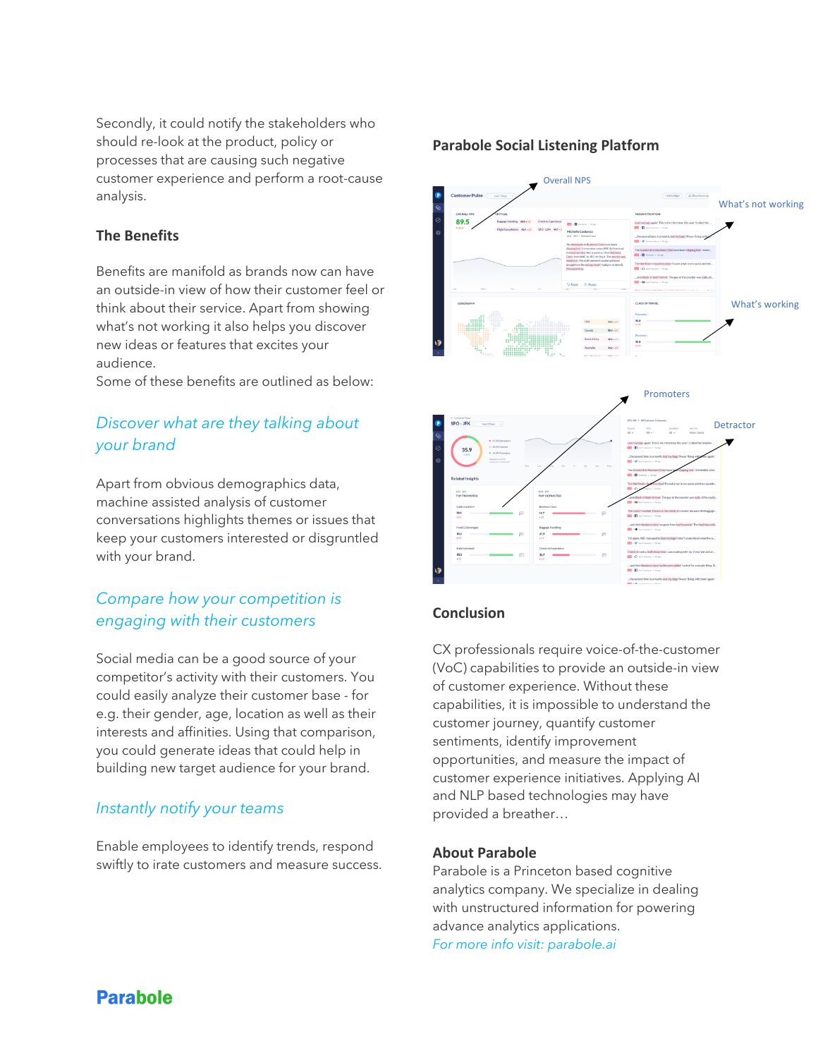Secondly, it could notify the stakeholders who should re-look at the product, policy or processes that are causing such negative customer experience and perform a root-cause analysis.

### The Benefits

Benefits are manifold as brands now can have an outside-in view of how their customer feel or think about their service. Apart from showing what's not working it also helps you discover new ideas or features that excites your audience.
Some of these benefits are outlined as below:

*Discover what are they talking about your brand*

Apart from obvious demographics data, machine assisted analysis of customer conversations highlights themes or issues that keep your customers interested or disgruntled with your brand.

*Compare how your competition is engaging with their customers*

Social media can be a good source of your competitor's activity with their customers. You could easily analyze their customer base - for e.g. their gender, age, location as well as their interests and affinities. Using that comparison, you could generate ideas that could help in building new target audience for your brand.

*Instantly notify your teams*

Enable employees to identify trends, respond swiftly to irate customers and measure success.

### Parabole Social Listening Platform

Overall NPS

What's not working

What's working

Promoters

Detractor

### Conclusion

CX professionals require voice-of-the-customer (VoC) capabilities to provide an outside-in view of customer experience. Without these capabilities, it is impossible to understand the customer journey, quantify customer sentiments, identify improvement opportunities, and measure the impact of customer experience initiatives. Applying AI and NLP based technologies may have provided a breather…

### About Parabole

Parabole is a Princeton based cognitive analytics company. We specialize in dealing with unstructured information for powering advance analytics applications.
*For more info visit: parabole.ai*